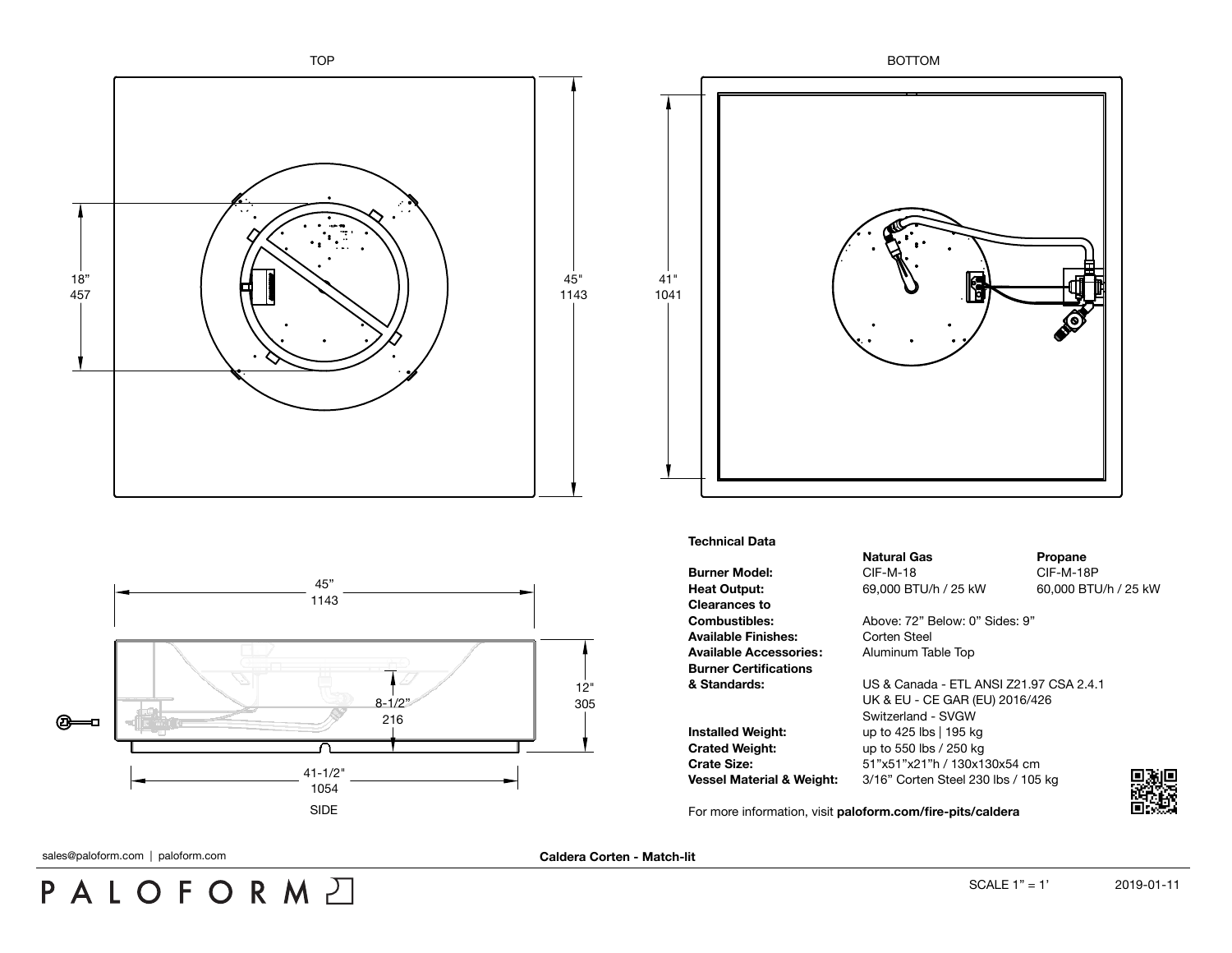TOP

18”
457

45"
1143

BOTTOM

41"
1041

45”
1143

12"
305

8-1/2”
216

41-1/2"
1054

SIDE

**Technical Data**

| | **Natural Gas** | **Propane** |
|---|---|---|
| **Burner Model:** | CIF-M-18 | CIF-M-18P |
| **Heat Output:** | 69,000 BTU/h / 25 kW | 60,000 BTU/h / 25 kW |
| **Clearances to Combustibles:** | Above: 72” Below: 0” Sides: 9” | |
| **Available Finishes:** | Corten Steel | |
| **Available Accessories:** | Aluminum Table Top | |
| **Burner Certifications & Standards:** | US & Canada - ETL ANSI Z21.97 CSA 2.4.1<br>UK & EU - CE GAR (EU) 2016/426<br>Switzerland - SVGW | |
| **Installed Weight:** | up to 425 lbs \| 195 kg | |
| **Crated Weight:** | up to 550 lbs / 250 kg | |
| **Crate Size:** | 51”x51”x21”h / 130x130x54 cm | |
| **Vessel Material & Weight:** | 3/16” Corten Steel 230 lbs / 105 kg | |

For more information, visit **paloform.com/fire-pits/caldera**

sales@paloform.com | paloform.com

**Caldera Corten - Match-lit**

PALOFORM

SCALE 1” = 1’

2019-01-11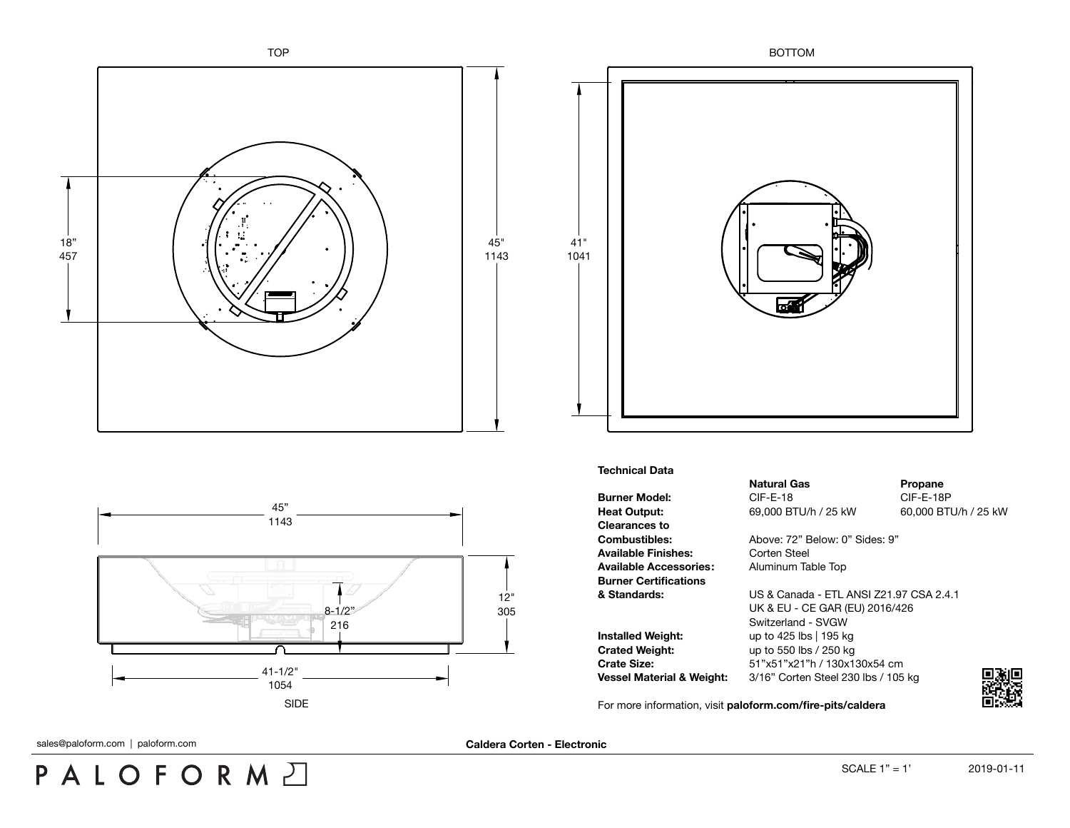TOP

18"
457

45"
1143

BOTTOM

41"
1041

45"
1143

12"
305

8-1/2"
216

41-1/2"
1054

SIDE

**Technical Data**

| | Natural Gas | Propane |
|---|---|---|
| **Burner Model:** | CIF-E-18 | CIF-E-18P |
| **Heat Output:** | 69,000 BTU/h / 25 kW | 60,000 BTU/h / 25 kW |
| **Clearances to Combustibles:** | Above: 72" Below: 0" Sides: 9" | |
| **Available Finishes:** | Corten Steel | |
| **Available Accessories:** | Aluminum Table Top | |
| **Burner Certifications & Standards:** | US & Canada - ETL ANSI Z21.97 CSA 2.4.1<br>UK & EU - CE GAR (EU) 2016/426<br>Switzerland - SVGW | |
| **Installed Weight:** | up to 425 lbs \| 195 kg | |
| **Crated Weight:** | up to 550 lbs / 250 kg | |
| **Crate Size:** | 51"x51"x21"h / 130x130x54 cm | |
| **Vessel Material & Weight:** | 3/16" Corten Steel 230 lbs / 105 kg | |

For more information, visit **paloform.com/fire-pits/caldera**

sales@paloform.com | paloform.com

**Caldera Corten - Electronic**

PALOFORM

SCALE 1" = 1'

2019-01-11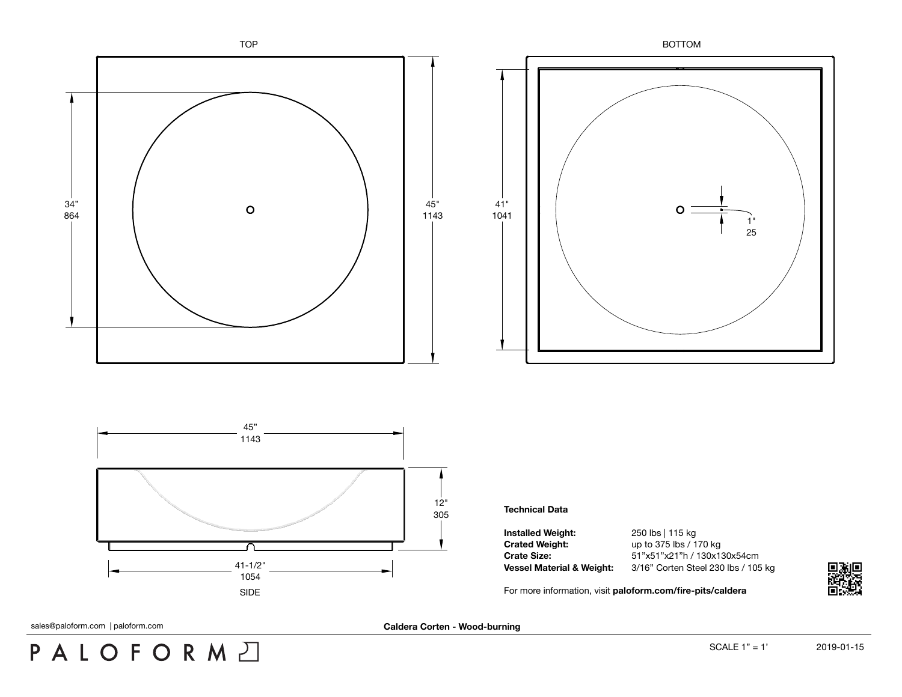TOP

34”
864

45"
1143

BOTTOM

41"
1041

1"
25

45”
1143

12"
305

41-1/2"
1054

SIDE

**Technical Data**

| | |
|---|---|
| **Installed Weight:** | 250 lbs \| 115 kg |
| **Crated Weight:** | up to 375 lbs / 170 kg |
| **Crate Size:** | 51”x51”x21”h / 130x130x54cm |
| **Vessel Material & Weight:** | 3/16” Corten Steel 230 lbs / 105 kg |

For more information, visit **paloform.com/fire-pits/caldera**

sales@paloform.com | paloform.com

**Caldera Corten - Wood-burning**

PALOFORM

SCALE 1” = 1’

2019-01-15